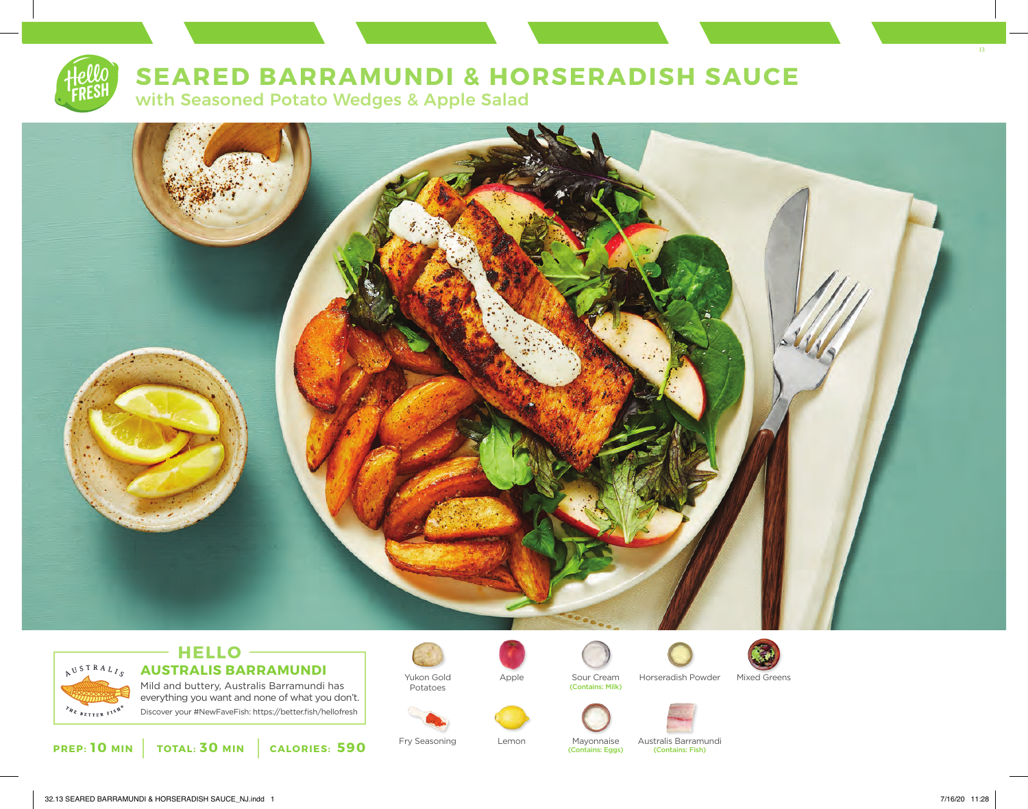# SEARED BARRAMUNDI & HORSERADISH SAUCE

## with Seasoned Potato Wedges & Apple Salad

### HELLO AUSTRALIS BARRAMUNDI

Mild and buttery, Australis Barramundi has everything you want and none of what you don't.

Discover your #NewFaveFish: https://better.fish/hellofresh

**PREP: 10 MIN** | **TOTAL: 30 MIN** | **CALORIES: 590**

- Yukon Gold Potatoes
- Apple
- Sour Cream (Contains: Milk)
- Horseradish Powder
- Mixed Greens
- Fry Seasoning
- Lemon
- Mayonnaise (Contains: Eggs)
- Australis Barramundi (Contains: Fish)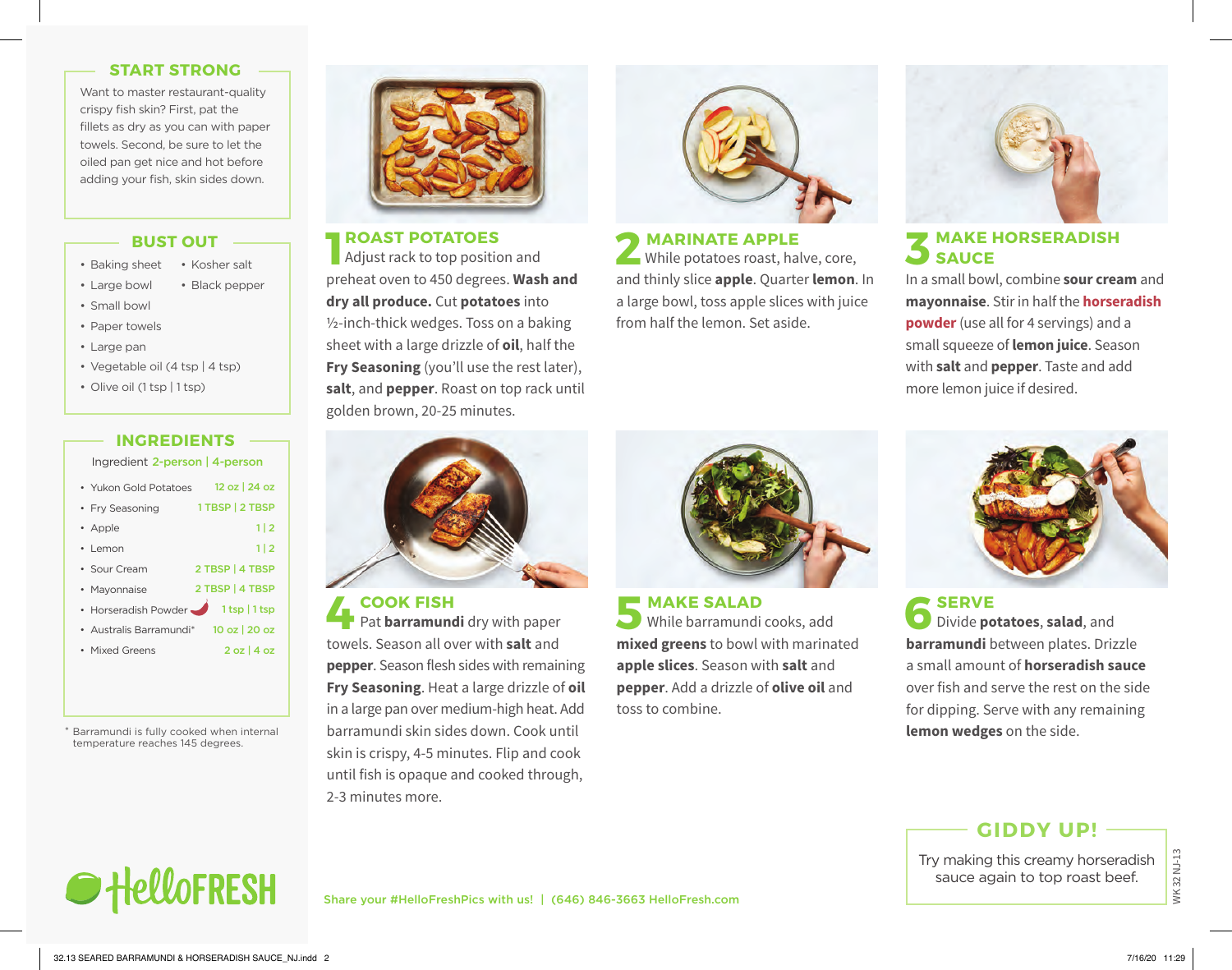## START STRONG

Want to master restaurant-quality crispy fish skin? First, pat the fillets as dry as you can with paper towels. Second, be sure to let the oiled pan get nice and hot before adding your fish, skin sides down.

## BUST OUT

- Baking sheet
- Large bowl
- Small bowl
- Paper towels
- Large pan
- Vegetable oil (4 tsp | 4 tsp)
- Olive oil (1 tsp | 1 tsp)
- Kosher salt
- Black pepper

## INGREDIENTS

| Ingredient | 2-person \| 4-person |
|---|---|
| Yukon Gold Potatoes | 12 oz \| 24 oz |
| Fry Seasoning | 1 TBSP \| 2 TBSP |
| Apple | 1 \| 2 |
| Lemon | 1 \| 2 |
| Sour Cream | 2 TBSP \| 4 TBSP |
| Mayonnaise | 2 TBSP \| 4 TBSP |
| Horseradish Powder | 1 tsp \| 1 tsp |
| Australis Barramundi* | 10 oz \| 20 oz |
| Mixed Greens | 2 oz \| 4 oz |

\* Barramundi is fully cooked when internal temperature reaches 145 degrees.

## 1 ROAST POTATOES

Adjust rack to top position and preheat oven to 450 degrees. **Wash and dry all produce.** Cut **potatoes** into ½-inch-thick wedges. Toss on a baking sheet with a large drizzle of **oil**, half the **Fry Seasoning** (you'll use the rest later), **salt**, and **pepper**. Roast on top rack until golden brown, 20-25 minutes.

## 2 MARINATE APPLE

While potatoes roast, halve, core, and thinly slice **apple**. Quarter **lemon**. In a large bowl, toss apple slices with juice from half the lemon. Set aside.

## 3 MAKE HORSERADISH SAUCE

In a small bowl, combine **sour cream** and **mayonnaise**. Stir in half the **horseradish powder** (use all for 4 servings) and a small squeeze of **lemon juice**. Season with **salt** and **pepper**. Taste and add more lemon juice if desired.

## 4 COOK FISH

Pat **barramundi** dry with paper towels. Season all over with **salt** and **pepper**. Season flesh sides with remaining **Fry Seasoning**. Heat a large drizzle of **oil** in a large pan over medium-high heat. Add barramundi skin sides down. Cook until skin is crispy, 4-5 minutes. Flip and cook until fish is opaque and cooked through, 2-3 minutes more.

## 5 MAKE SALAD

While barramundi cooks, add **mixed greens** to bowl with marinated **apple slices**. Season with **salt** and **pepper**. Add a drizzle of **olive oil** and toss to combine.

## 6 SERVE

Divide **potatoes**, **salad**, and **barramundi** between plates. Drizzle a small amount of **horseradish sauce** over fish and serve the rest on the side for dipping. Serve with any remaining **lemon wedges** on the side.

## GIDDY UP!

Try making this creamy horseradish sauce again to top roast beef.

HelloFRESH

Share your #HelloFreshPics with us! | (646) 846-3663 HelloFresh.com

WK 32 NJ-13